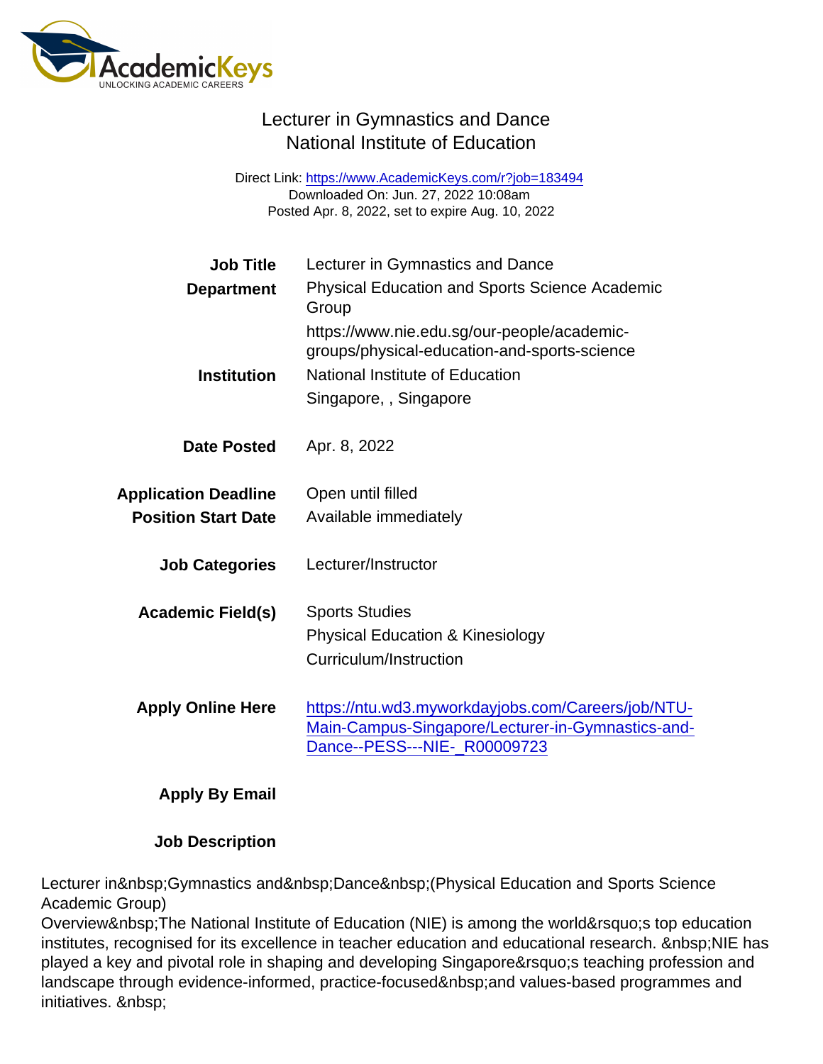Lecturer in Gymnastics and Dance
National Institute of Education

Direct Link: https://www.AcademicKeys.com/r?job=183494
Downloaded On: Jun. 27, 2022 10:08am
Posted Apr. 8, 2022, set to expire Aug. 10, 2022

| | |
|---|---|
| **Job Title** | Lecturer in Gymnastics and Dance |
| **Department** | Physical Education and Sports Science Academic Group<br>https://www.nie.edu.sg/our-people/academic-groups/physical-education-and-sports-science |
| **Institution** | National Institute of Education<br>Singapore, , Singapore |
| **Date Posted** | Apr. 8, 2022 |
| **Application Deadline** | Open until filled |
| **Position Start Date** | Available immediately |
| **Job Categories** | Lecturer/Instructor |
| **Academic Field(s)** | Sports Studies<br>Physical Education & Kinesiology<br>Curriculum/Instruction |
| **Apply Online Here** | https://ntu.wd3.myworkdayjobs.com/Careers/job/NTU-Main-Campus-Singapore/Lecturer-in-Gymnastics-and-Dance--PESS---NIE-_R00009723 |
| **Apply By Email** | |

**Job Description**

Lecturer in&nbsp;Gymnastics and&nbsp;Dance&nbsp;(Physical Education and Sports Science Academic Group)
Overview&nbsp;The National Institute of Education (NIE) is among the world&rsquo;s top education institutes, recognised for its excellence in teacher education and educational research. &nbsp;NIE has played a key and pivotal role in shaping and developing Singapore&rsquo;s teaching profession and landscape through evidence-informed, practice-focused&nbsp;and values-based programmes and initiatives. &nbsp;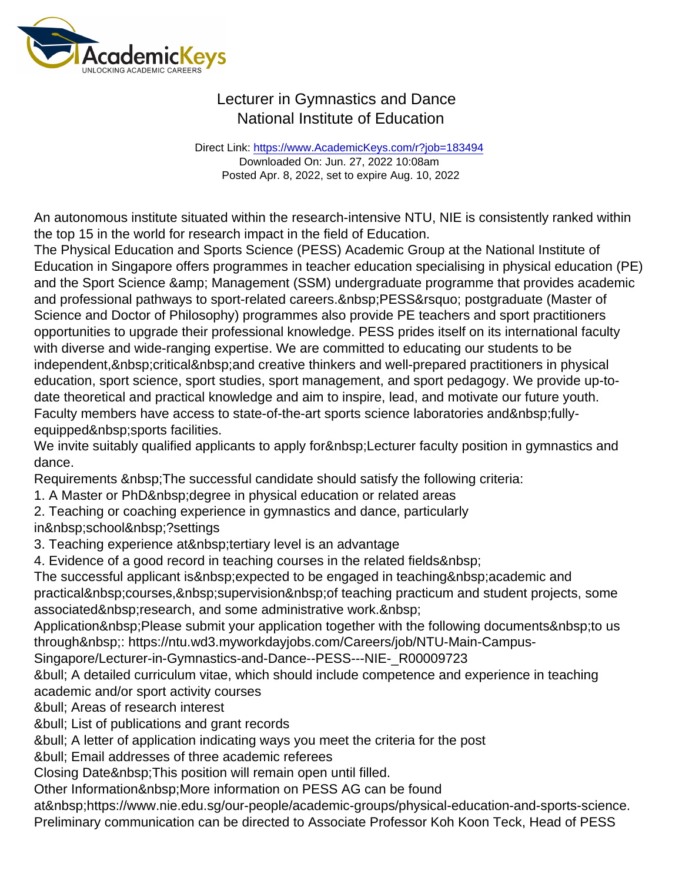# Lecturer in Gymnastics and Dance
## National Institute of Education

Direct Link: https://www.AcademicKeys.com/r?job=183494
Downloaded On: Jun. 27, 2022 10:08am
Posted Apr. 8, 2022, set to expire Aug. 10, 2022

An autonomous institute situated within the research-intensive NTU, NIE is consistently ranked within the top 15 in the world for research impact in the field of Education.
The Physical Education and Sports Science (PESS) Academic Group at the National Institute of Education in Singapore offers programmes in teacher education specialising in physical education (PE) and the Sport Science &amp; Management (SSM) undergraduate programme that provides academic and professional pathways to sport-related careers.&nbsp;PESS&rsquo; postgraduate (Master of Science and Doctor of Philosophy) programmes also provide PE teachers and sport practitioners opportunities to upgrade their professional knowledge. PESS prides itself on its international faculty with diverse and wide-ranging expertise. We are committed to educating our students to be independent,&nbsp;critical&nbsp;and creative thinkers and well-prepared practitioners in physical education, sport science, sport studies, sport management, and sport pedagogy. We provide up-to-date theoretical and practical knowledge and aim to inspire, lead, and motivate our future youth. Faculty members have access to state-of-the-art sports science laboratories and&nbsp;fully-equipped&nbsp;sports facilities.
We invite suitably qualified applicants to apply for&nbsp;Lecturer faculty position in gymnastics and dance.
Requirements &nbsp;The successful candidate should satisfy the following criteria:
1. A Master or PhD&nbsp;degree in physical education or related areas
2. Teaching or coaching experience in gymnastics and dance, particularly in&nbsp;school&nbsp;?settings
3. Teaching experience at&nbsp;tertiary level is an advantage
4. Evidence of a good record in teaching courses in the related fields&nbsp;
The successful applicant is&nbsp;expected to be engaged in teaching&nbsp;academic and practical&nbsp;courses,&nbsp;supervision&nbsp;of teaching practicum and student projects, some associated&nbsp;research, and some administrative work.&nbsp;
Application&nbsp;Please submit your application together with the following documents&nbsp;to us through&nbsp;: https://ntu.wd3.myworkdayjobs.com/Careers/job/NTU-Main-Campus-Singapore/Lecturer-in-Gymnastics-and-Dance--PESS---NIE-_R00009723
&bull; A detailed curriculum vitae, which should include competence and experience in teaching academic and/or sport activity courses
&bull; Areas of research interest
&bull; List of publications and grant records
&bull; A letter of application indicating ways you meet the criteria for the post
&bull; Email addresses of three academic referees
Closing Date&nbsp;This position will remain open until filled.
Other Information&nbsp;More information on PESS AG can be found at&nbsp;https://www.nie.edu.sg/our-people/academic-groups/physical-education-and-sports-science.
Preliminary communication can be directed to Associate Professor Koh Koon Teck, Head of PESS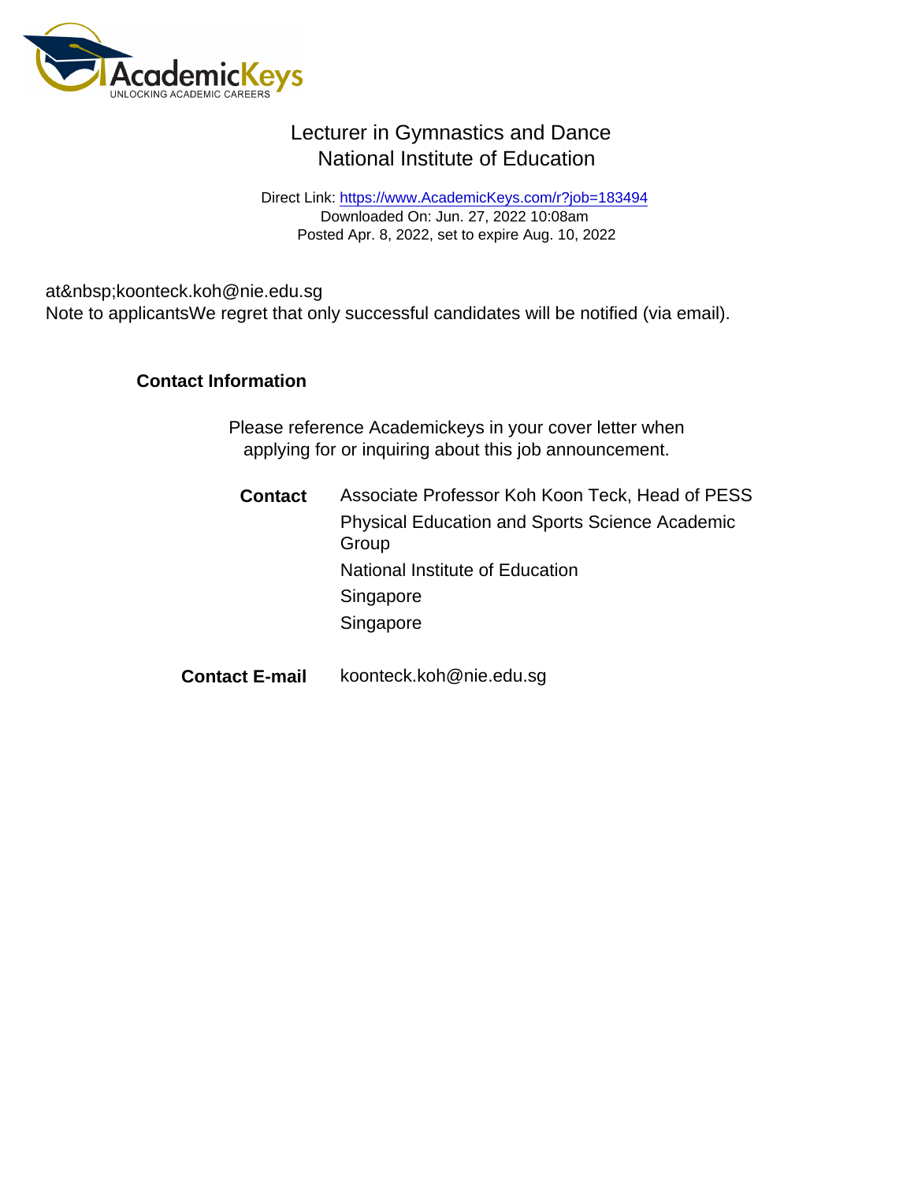# Lecturer in Gymnastics and Dance
## National Institute of Education

Direct Link: https://www.AcademicKeys.com/r?job=183494
Downloaded On: Jun. 27, 2022 10:08am
Posted Apr. 8, 2022, set to expire Aug. 10, 2022

at&nbsp;koonteck.koh@nie.edu.sg
Note to applicantsWe regret that only successful candidates will be notified (via email).

### Contact Information

Please reference Academickeys in your cover letter when applying for or inquiring about this job announcement.

**Contact**
Associate Professor Koh Koon Teck, Head of PESS
Physical Education and Sports Science Academic Group
National Institute of Education
Singapore
Singapore

**Contact E-mail** koonteck.koh@nie.edu.sg